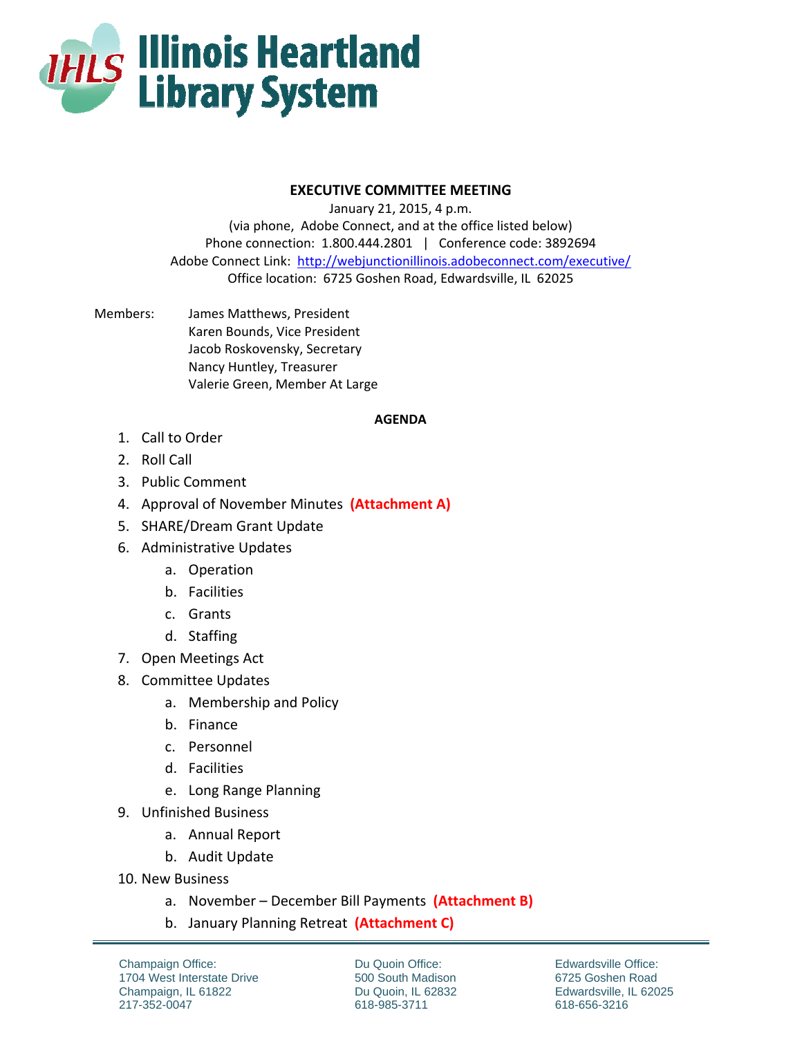# Illinois Heartland Library System

## EXECUTIVE COMMITTEE MEETING

January 21, 2015, 4 p.m.
(via phone, Adobe Connect, and at the office listed below)
Phone connection: 1.800.444.2801 | Conference code: 3892694
Adobe Connect Link: http://webjunctionillinois.adobeconnect.com/executive/
Office location: 6725 Goshen Road, Edwardsville, IL 62025

Members:
James Matthews, President
Karen Bounds, Vice President
Jacob Roskovensky, Secretary
Nancy Huntley, Treasurer
Valerie Green, Member At Large

### AGENDA

1. Call to Order
2. Roll Call
3. Public Comment
4. Approval of November Minutes **(Attachment A)**
5. SHARE/Dream Grant Update
6. Administrative Updates
   a. Operation
   b. Facilities
   c. Grants
   d. Staffing
7. Open Meetings Act
8. Committee Updates
   a. Membership and Policy
   b. Finance
   c. Personnel
   d. Facilities
   e. Long Range Planning
9. Unfinished Business
   a. Annual Report
   b. Audit Update
10. New Business
    a. November – December Bill Payments **(Attachment B)**
    b. January Planning Retreat **(Attachment C)**

Champaign Office:
1704 West Interstate Drive
Champaign, IL 61822
217-352-0047

Du Quoin Office:
500 South Madison
Du Quoin, IL 62832
618-985-3711

Edwardsville Office:
6725 Goshen Road
Edwardsville, IL 62025
618-656-3216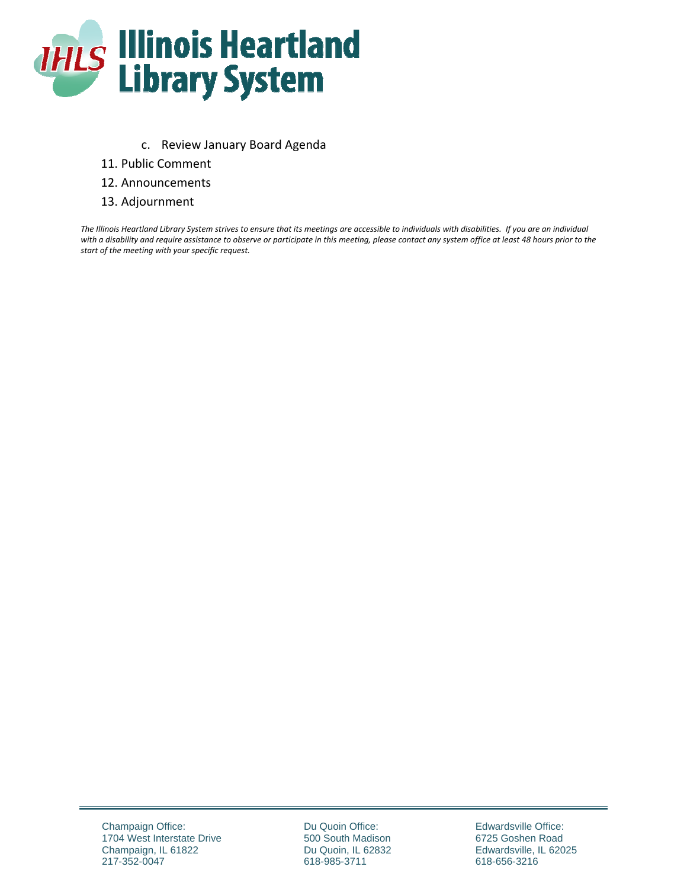c. Review January Board Agenda

11. Public Comment

12. Announcements

13. Adjournment

*The Illinois Heartland Library System strives to ensure that its meetings are accessible to individuals with disabilities. If you are an individual with a disability and require assistance to observe or participate in this meeting, please contact any system office at least 48 hours prior to the start of the meeting with your specific request.*